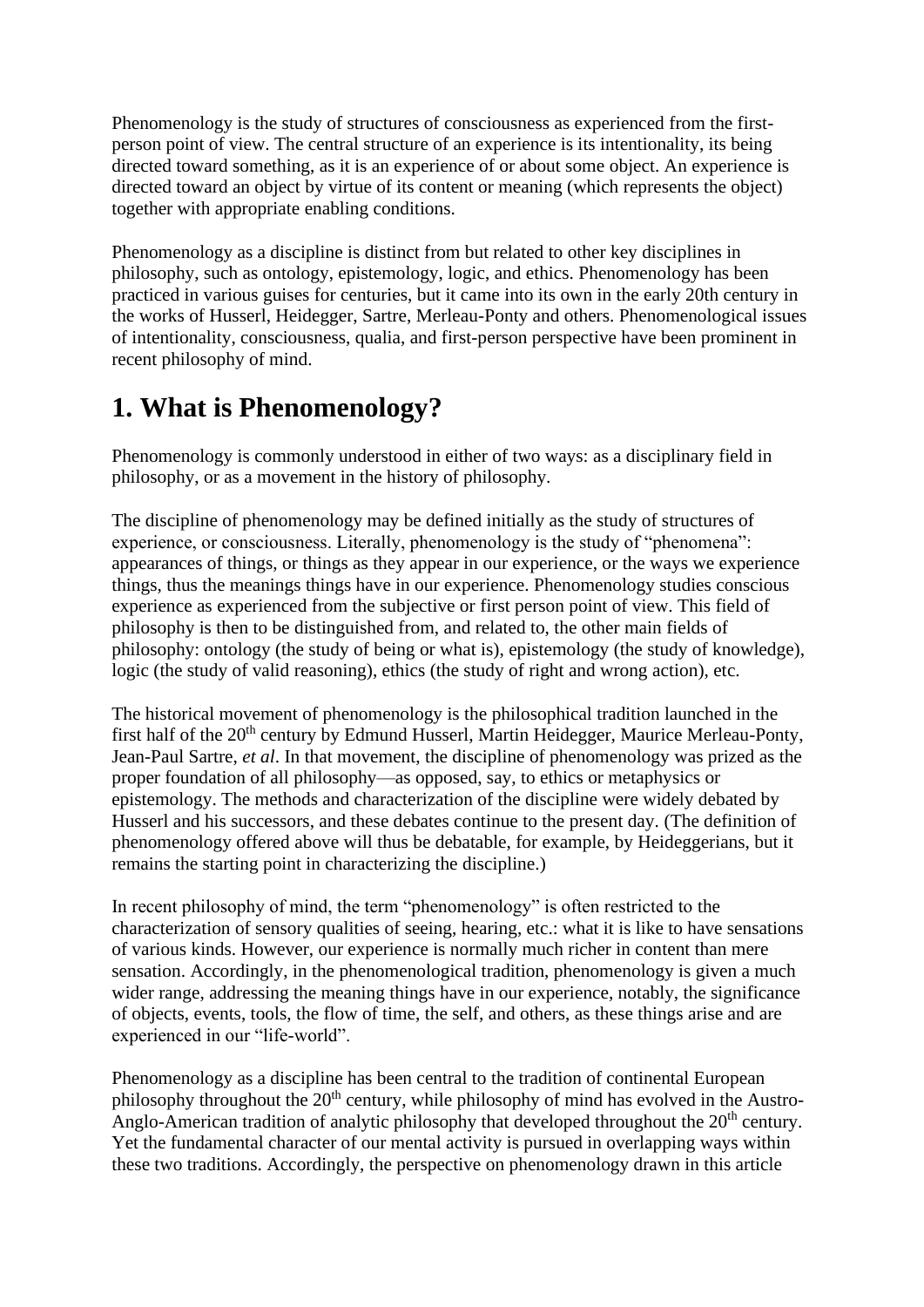Phenomenology is the study of structures of consciousness as experienced from the first-person point of view. The central structure of an experience is its intentionality, its being directed toward something, as it is an experience of or about some object. An experience is directed toward an object by virtue of its content or meaning (which represents the object) together with appropriate enabling conditions.

Phenomenology as a discipline is distinct from but related to other key disciplines in philosophy, such as ontology, epistemology, logic, and ethics. Phenomenology has been practiced in various guises for centuries, but it came into its own in the early 20th century in the works of Husserl, Heidegger, Sartre, Merleau-Ponty and others. Phenomenological issues of intentionality, consciousness, qualia, and first-person perspective have been prominent in recent philosophy of mind.

# 1. What is Phenomenology?

Phenomenology is commonly understood in either of two ways: as a disciplinary field in philosophy, or as a movement in the history of philosophy.

The discipline of phenomenology may be defined initially as the study of structures of experience, or consciousness. Literally, phenomenology is the study of "phenomena": appearances of things, or things as they appear in our experience, or the ways we experience things, thus the meanings things have in our experience. Phenomenology studies conscious experience as experienced from the subjective or first person point of view. This field of philosophy is then to be distinguished from, and related to, the other main fields of philosophy: ontology (the study of being or what is), epistemology (the study of knowledge), logic (the study of valid reasoning), ethics (the study of right and wrong action), etc.

The historical movement of phenomenology is the philosophical tradition launched in the first half of the 20th century by Edmund Husserl, Martin Heidegger, Maurice Merleau-Ponty, Jean-Paul Sartre, *et al*. In that movement, the discipline of phenomenology was prized as the proper foundation of all philosophy—as opposed, say, to ethics or metaphysics or epistemology. The methods and characterization of the discipline were widely debated by Husserl and his successors, and these debates continue to the present day. (The definition of phenomenology offered above will thus be debatable, for example, by Heideggerians, but it remains the starting point in characterizing the discipline.)

In recent philosophy of mind, the term "phenomenology" is often restricted to the characterization of sensory qualities of seeing, hearing, etc.: what it is like to have sensations of various kinds. However, our experience is normally much richer in content than mere sensation. Accordingly, in the phenomenological tradition, phenomenology is given a much wider range, addressing the meaning things have in our experience, notably, the significance of objects, events, tools, the flow of time, the self, and others, as these things arise and are experienced in our "life-world".

Phenomenology as a discipline has been central to the tradition of continental European philosophy throughout the 20th century, while philosophy of mind has evolved in the Austro-Anglo-American tradition of analytic philosophy that developed throughout the 20th century. Yet the fundamental character of our mental activity is pursued in overlapping ways within these two traditions. Accordingly, the perspective on phenomenology drawn in this article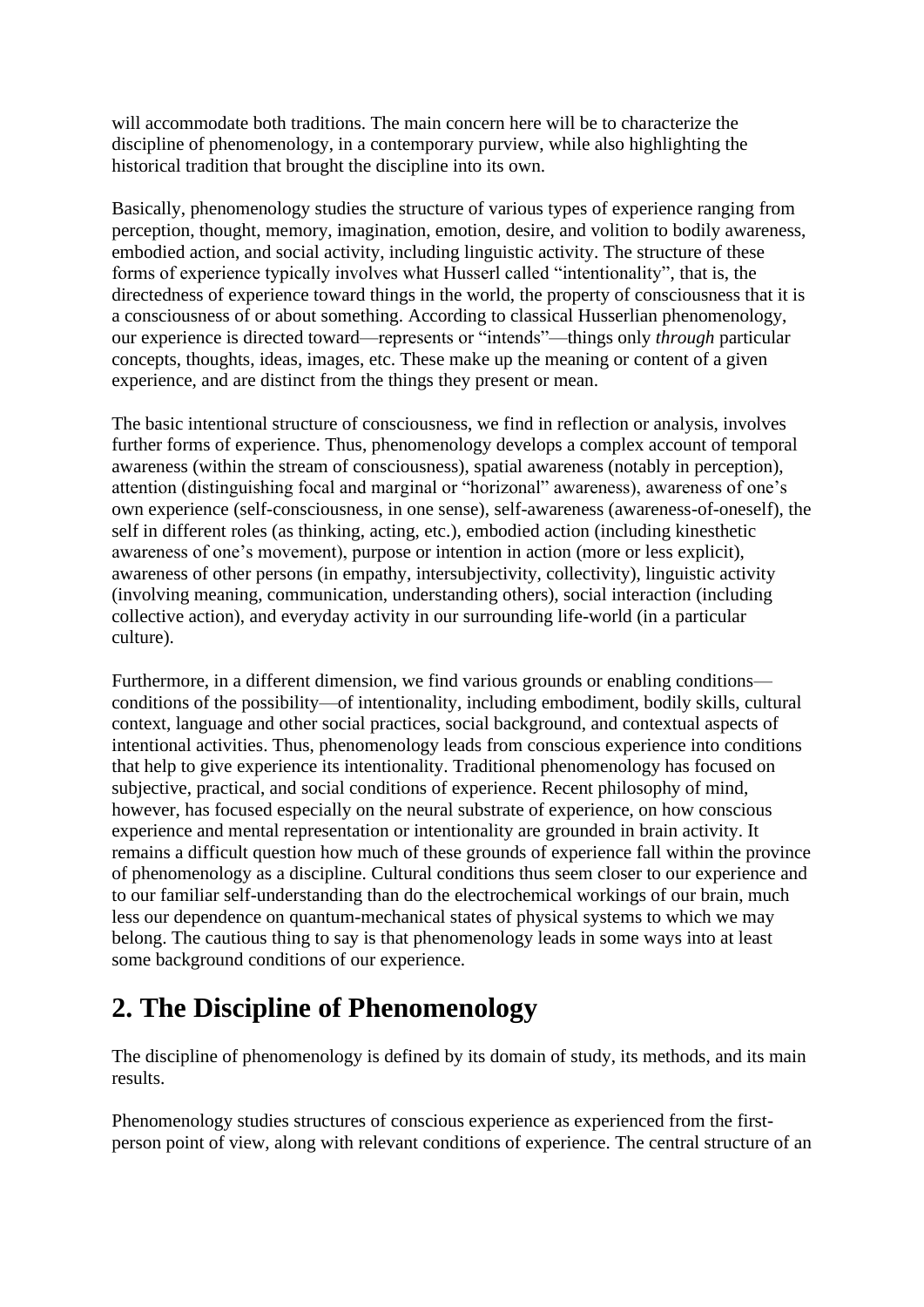will accommodate both traditions. The main concern here will be to characterize the discipline of phenomenology, in a contemporary purview, while also highlighting the historical tradition that brought the discipline into its own.

Basically, phenomenology studies the structure of various types of experience ranging from perception, thought, memory, imagination, emotion, desire, and volition to bodily awareness, embodied action, and social activity, including linguistic activity. The structure of these forms of experience typically involves what Husserl called "intentionality", that is, the directedness of experience toward things in the world, the property of consciousness that it is a consciousness of or about something. According to classical Husserlian phenomenology, our experience is directed toward—represents or "intends"—things only *through* particular concepts, thoughts, ideas, images, etc. These make up the meaning or content of a given experience, and are distinct from the things they present or mean.

The basic intentional structure of consciousness, we find in reflection or analysis, involves further forms of experience. Thus, phenomenology develops a complex account of temporal awareness (within the stream of consciousness), spatial awareness (notably in perception), attention (distinguishing focal and marginal or "horizonal" awareness), awareness of one's own experience (self-consciousness, in one sense), self-awareness (awareness-of-oneself), the self in different roles (as thinking, acting, etc.), embodied action (including kinesthetic awareness of one's movement), purpose or intention in action (more or less explicit), awareness of other persons (in empathy, intersubjectivity, collectivity), linguistic activity (involving meaning, communication, understanding others), social interaction (including collective action), and everyday activity in our surrounding life-world (in a particular culture).

Furthermore, in a different dimension, we find various grounds or enabling conditions—conditions of the possibility—of intentionality, including embodiment, bodily skills, cultural context, language and other social practices, social background, and contextual aspects of intentional activities. Thus, phenomenology leads from conscious experience into conditions that help to give experience its intentionality. Traditional phenomenology has focused on subjective, practical, and social conditions of experience. Recent philosophy of mind, however, has focused especially on the neural substrate of experience, on how conscious experience and mental representation or intentionality are grounded in brain activity. It remains a difficult question how much of these grounds of experience fall within the province of phenomenology as a discipline. Cultural conditions thus seem closer to our experience and to our familiar self-understanding than do the electrochemical workings of our brain, much less our dependence on quantum-mechanical states of physical systems to which we may belong. The cautious thing to say is that phenomenology leads in some ways into at least some background conditions of our experience.

## 2. The Discipline of Phenomenology

The discipline of phenomenology is defined by its domain of study, its methods, and its main results.

Phenomenology studies structures of conscious experience as experienced from the first-person point of view, along with relevant conditions of experience. The central structure of an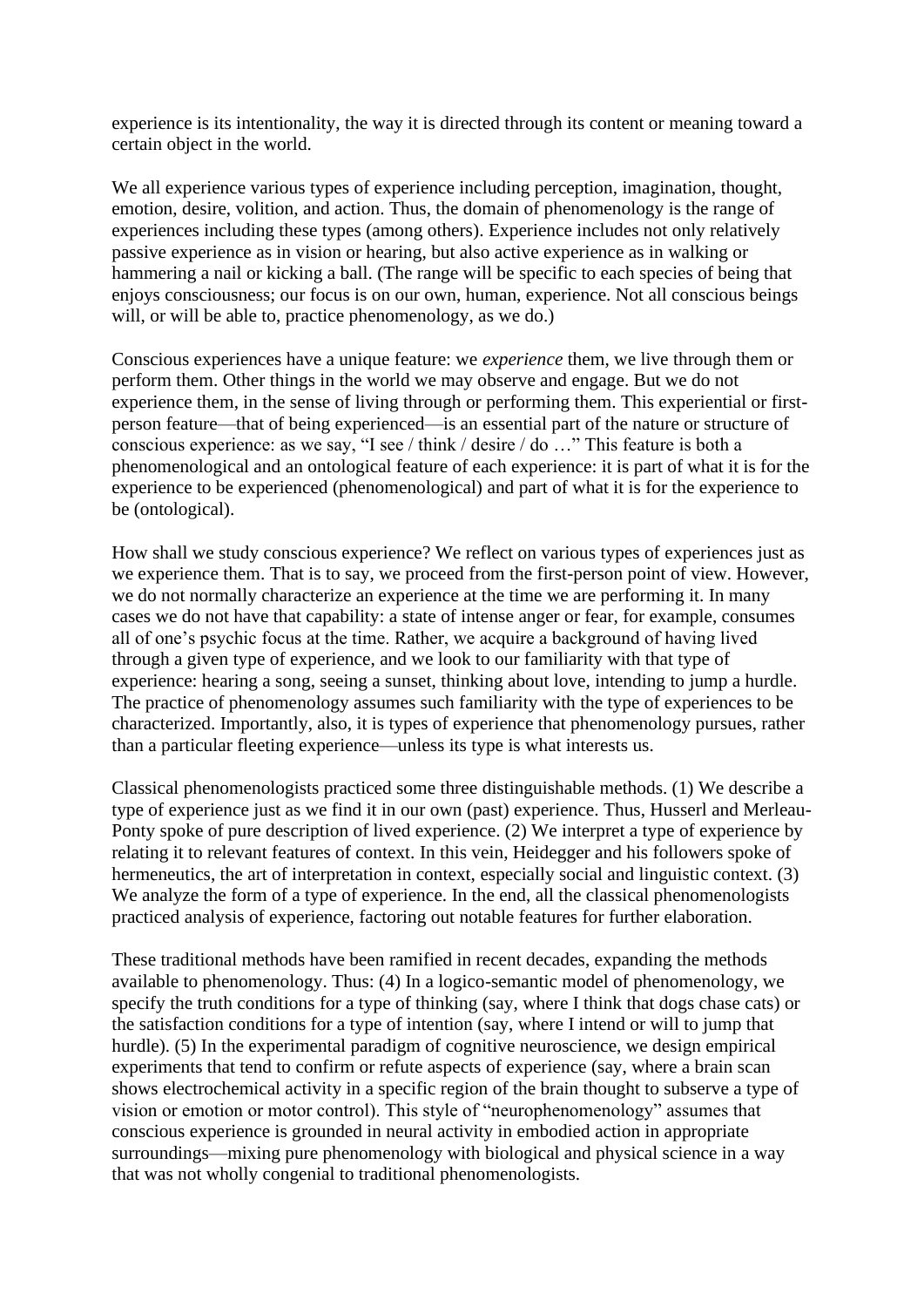experience is its intentionality, the way it is directed through its content or meaning toward a certain object in the world.

We all experience various types of experience including perception, imagination, thought, emotion, desire, volition, and action. Thus, the domain of phenomenology is the range of experiences including these types (among others). Experience includes not only relatively passive experience as in vision or hearing, but also active experience as in walking or hammering a nail or kicking a ball. (The range will be specific to each species of being that enjoys consciousness; our focus is on our own, human, experience. Not all conscious beings will, or will be able to, practice phenomenology, as we do.)

Conscious experiences have a unique feature: we *experience* them, we live through them or perform them. Other things in the world we may observe and engage. But we do not experience them, in the sense of living through or performing them. This experiential or first-person feature—that of being experienced—is an essential part of the nature or structure of conscious experience: as we say, "I see / think / desire / do …" This feature is both a phenomenological and an ontological feature of each experience: it is part of what it is for the experience to be experienced (phenomenological) and part of what it is for the experience to be (ontological).

How shall we study conscious experience? We reflect on various types of experiences just as we experience them. That is to say, we proceed from the first-person point of view. However, we do not normally characterize an experience at the time we are performing it. In many cases we do not have that capability: a state of intense anger or fear, for example, consumes all of one's psychic focus at the time. Rather, we acquire a background of having lived through a given type of experience, and we look to our familiarity with that type of experience: hearing a song, seeing a sunset, thinking about love, intending to jump a hurdle. The practice of phenomenology assumes such familiarity with the type of experiences to be characterized. Importantly, also, it is types of experience that phenomenology pursues, rather than a particular fleeting experience—unless its type is what interests us.

Classical phenomenologists practiced some three distinguishable methods. (1) We describe a type of experience just as we find it in our own (past) experience. Thus, Husserl and Merleau-Ponty spoke of pure description of lived experience. (2) We interpret a type of experience by relating it to relevant features of context. In this vein, Heidegger and his followers spoke of hermeneutics, the art of interpretation in context, especially social and linguistic context. (3) We analyze the form of a type of experience. In the end, all the classical phenomenologists practiced analysis of experience, factoring out notable features for further elaboration.

These traditional methods have been ramified in recent decades, expanding the methods available to phenomenology. Thus: (4) In a logico-semantic model of phenomenology, we specify the truth conditions for a type of thinking (say, where I think that dogs chase cats) or the satisfaction conditions for a type of intention (say, where I intend or will to jump that hurdle). (5) In the experimental paradigm of cognitive neuroscience, we design empirical experiments that tend to confirm or refute aspects of experience (say, where a brain scan shows electrochemical activity in a specific region of the brain thought to subserve a type of vision or emotion or motor control). This style of "neurophenomenology" assumes that conscious experience is grounded in neural activity in embodied action in appropriate surroundings—mixing pure phenomenology with biological and physical science in a way that was not wholly congenial to traditional phenomenologists.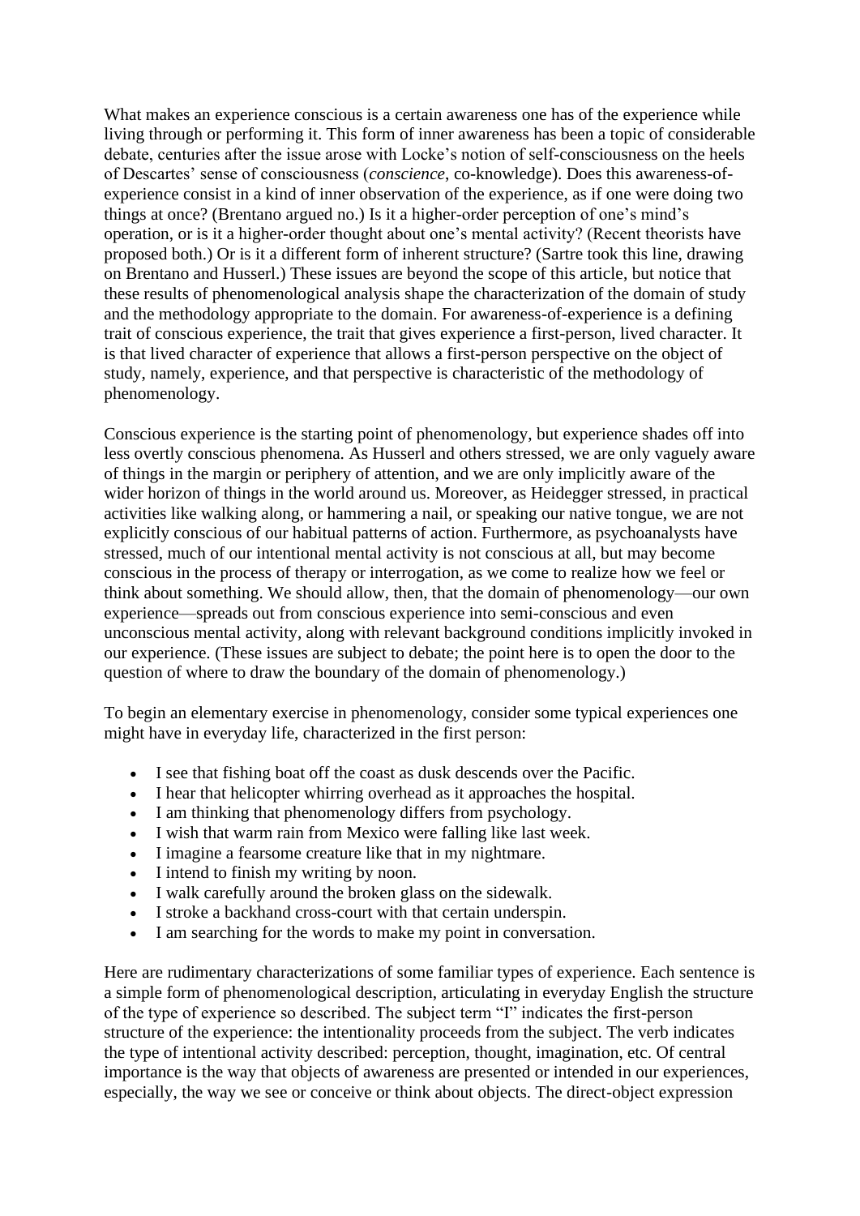What makes an experience conscious is a certain awareness one has of the experience while living through or performing it. This form of inner awareness has been a topic of considerable debate, centuries after the issue arose with Locke's notion of self-consciousness on the heels of Descartes' sense of consciousness (*conscience*, co-knowledge). Does this awareness-of-experience consist in a kind of inner observation of the experience, as if one were doing two things at once? (Brentano argued no.) Is it a higher-order perception of one's mind's operation, or is it a higher-order thought about one's mental activity? (Recent theorists have proposed both.) Or is it a different form of inherent structure? (Sartre took this line, drawing on Brentano and Husserl.) These issues are beyond the scope of this article, but notice that these results of phenomenological analysis shape the characterization of the domain of study and the methodology appropriate to the domain. For awareness-of-experience is a defining trait of conscious experience, the trait that gives experience a first-person, lived character. It is that lived character of experience that allows a first-person perspective on the object of study, namely, experience, and that perspective is characteristic of the methodology of phenomenology.

Conscious experience is the starting point of phenomenology, but experience shades off into less overtly conscious phenomena. As Husserl and others stressed, we are only vaguely aware of things in the margin or periphery of attention, and we are only implicitly aware of the wider horizon of things in the world around us. Moreover, as Heidegger stressed, in practical activities like walking along, or hammering a nail, or speaking our native tongue, we are not explicitly conscious of our habitual patterns of action. Furthermore, as psychoanalysts have stressed, much of our intentional mental activity is not conscious at all, but may become conscious in the process of therapy or interrogation, as we come to realize how we feel or think about something. We should allow, then, that the domain of phenomenology—our own experience—spreads out from conscious experience into semi-conscious and even unconscious mental activity, along with relevant background conditions implicitly invoked in our experience. (These issues are subject to debate; the point here is to open the door to the question of where to draw the boundary of the domain of phenomenology.)

To begin an elementary exercise in phenomenology, consider some typical experiences one might have in everyday life, characterized in the first person:

- I see that fishing boat off the coast as dusk descends over the Pacific.
- I hear that helicopter whirring overhead as it approaches the hospital.
- I am thinking that phenomenology differs from psychology.
- I wish that warm rain from Mexico were falling like last week.
- I imagine a fearsome creature like that in my nightmare.
- I intend to finish my writing by noon.
- I walk carefully around the broken glass on the sidewalk.
- I stroke a backhand cross-court with that certain underspin.
- I am searching for the words to make my point in conversation.

Here are rudimentary characterizations of some familiar types of experience. Each sentence is a simple form of phenomenological description, articulating in everyday English the structure of the type of experience so described. The subject term "I" indicates the first-person structure of the experience: the intentionality proceeds from the subject. The verb indicates the type of intentional activity described: perception, thought, imagination, etc. Of central importance is the way that objects of awareness are presented or intended in our experiences, especially, the way we see or conceive or think about objects. The direct-object expression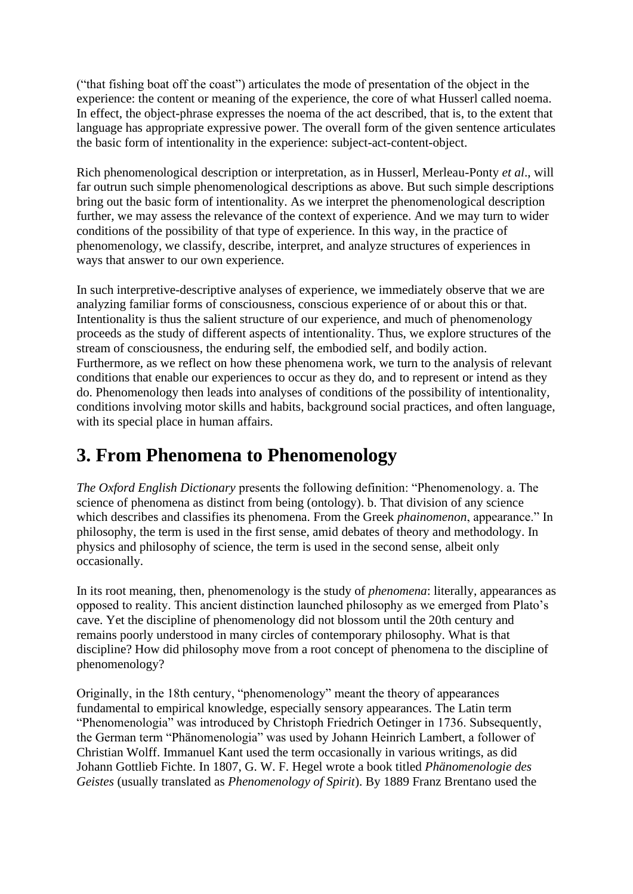("that fishing boat off the coast") articulates the mode of presentation of the object in the experience: the content or meaning of the experience, the core of what Husserl called noema. In effect, the object-phrase expresses the noema of the act described, that is, to the extent that language has appropriate expressive power. The overall form of the given sentence articulates the basic form of intentionality in the experience: subject-act-content-object.

Rich phenomenological description or interpretation, as in Husserl, Merleau-Ponty *et al*., will far outrun such simple phenomenological descriptions as above. But such simple descriptions bring out the basic form of intentionality. As we interpret the phenomenological description further, we may assess the relevance of the context of experience. And we may turn to wider conditions of the possibility of that type of experience. In this way, in the practice of phenomenology, we classify, describe, interpret, and analyze structures of experiences in ways that answer to our own experience.

In such interpretive-descriptive analyses of experience, we immediately observe that we are analyzing familiar forms of consciousness, conscious experience of or about this or that. Intentionality is thus the salient structure of our experience, and much of phenomenology proceeds as the study of different aspects of intentionality. Thus, we explore structures of the stream of consciousness, the enduring self, the embodied self, and bodily action. Furthermore, as we reflect on how these phenomena work, we turn to the analysis of relevant conditions that enable our experiences to occur as they do, and to represent or intend as they do. Phenomenology then leads into analyses of conditions of the possibility of intentionality, conditions involving motor skills and habits, background social practices, and often language, with its special place in human affairs.

# 3. From Phenomena to Phenomenology

*The Oxford English Dictionary* presents the following definition: "Phenomenology. a. The science of phenomena as distinct from being (ontology). b. That division of any science which describes and classifies its phenomena. From the Greek *phainomenon*, appearance." In philosophy, the term is used in the first sense, amid debates of theory and methodology. In physics and philosophy of science, the term is used in the second sense, albeit only occasionally.

In its root meaning, then, phenomenology is the study of *phenomena*: literally, appearances as opposed to reality. This ancient distinction launched philosophy as we emerged from Plato's cave. Yet the discipline of phenomenology did not blossom until the 20th century and remains poorly understood in many circles of contemporary philosophy. What is that discipline? How did philosophy move from a root concept of phenomena to the discipline of phenomenology?

Originally, in the 18th century, "phenomenology" meant the theory of appearances fundamental to empirical knowledge, especially sensory appearances. The Latin term "Phenomenologia" was introduced by Christoph Friedrich Oetinger in 1736. Subsequently, the German term "Phänomenologia" was used by Johann Heinrich Lambert, a follower of Christian Wolff. Immanuel Kant used the term occasionally in various writings, as did Johann Gottlieb Fichte. In 1807, G. W. F. Hegel wrote a book titled *Phänomenologie des Geistes* (usually translated as *Phenomenology of Spirit*). By 1889 Franz Brentano used the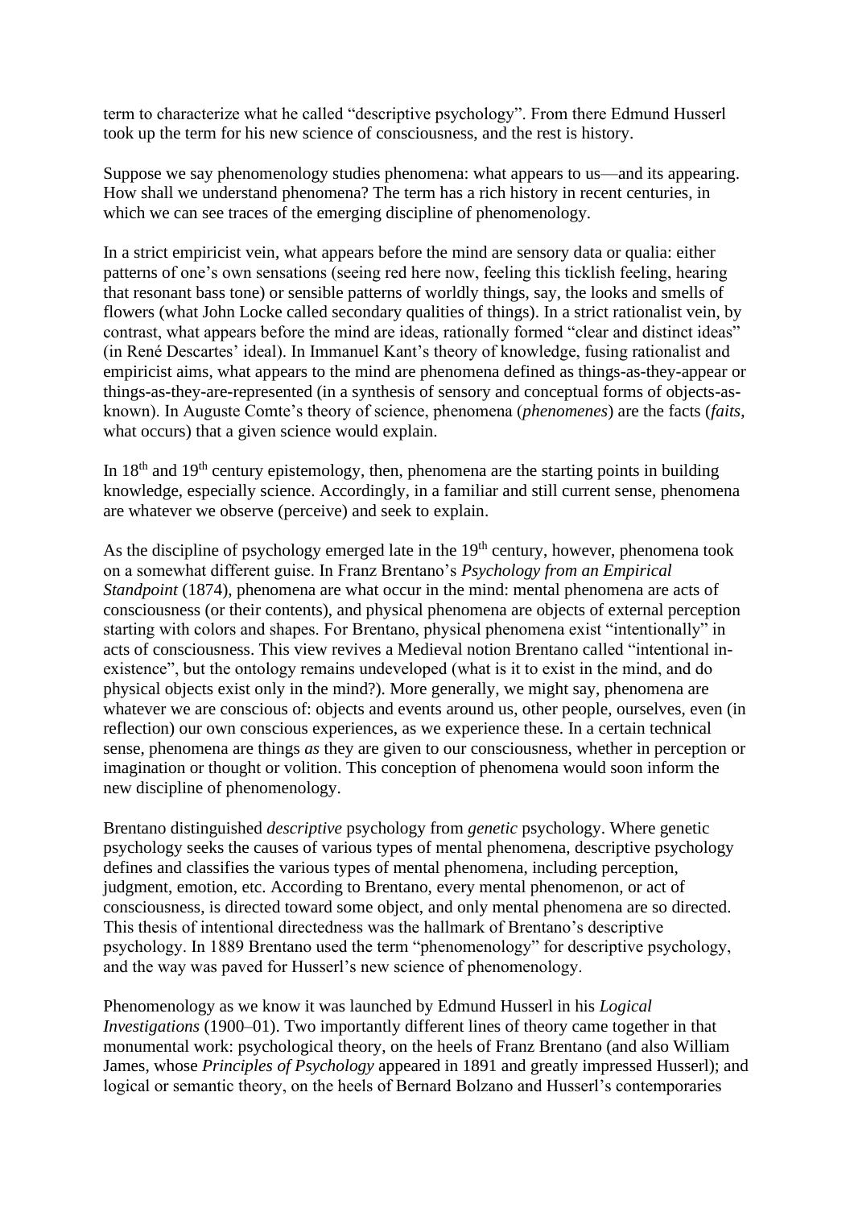term to characterize what he called "descriptive psychology". From there Edmund Husserl took up the term for his new science of consciousness, and the rest is history.

Suppose we say phenomenology studies phenomena: what appears to us—and its appearing. How shall we understand phenomena? The term has a rich history in recent centuries, in which we can see traces of the emerging discipline of phenomenology.

In a strict empiricist vein, what appears before the mind are sensory data or qualia: either patterns of one's own sensations (seeing red here now, feeling this ticklish feeling, hearing that resonant bass tone) or sensible patterns of worldly things, say, the looks and smells of flowers (what John Locke called secondary qualities of things). In a strict rationalist vein, by contrast, what appears before the mind are ideas, rationally formed "clear and distinct ideas" (in René Descartes' ideal). In Immanuel Kant's theory of knowledge, fusing rationalist and empiricist aims, what appears to the mind are phenomena defined as things-as-they-appear or things-as-they-are-represented (in a synthesis of sensory and conceptual forms of objects-as-known). In Auguste Comte's theory of science, phenomena (*phenomenes*) are the facts (*faits*, what occurs) that a given science would explain.

In 18th and 19th century epistemology, then, phenomena are the starting points in building knowledge, especially science. Accordingly, in a familiar and still current sense, phenomena are whatever we observe (perceive) and seek to explain.

As the discipline of psychology emerged late in the 19th century, however, phenomena took on a somewhat different guise. In Franz Brentano's *Psychology from an Empirical Standpoint* (1874), phenomena are what occur in the mind: mental phenomena are acts of consciousness (or their contents), and physical phenomena are objects of external perception starting with colors and shapes. For Brentano, physical phenomena exist "intentionally" in acts of consciousness. This view revives a Medieval notion Brentano called "intentional in-existence", but the ontology remains undeveloped (what is it to exist in the mind, and do physical objects exist only in the mind?). More generally, we might say, phenomena are whatever we are conscious of: objects and events around us, other people, ourselves, even (in reflection) our own conscious experiences, as we experience these. In a certain technical sense, phenomena are things *as* they are given to our consciousness, whether in perception or imagination or thought or volition. This conception of phenomena would soon inform the new discipline of phenomenology.

Brentano distinguished *descriptive* psychology from *genetic* psychology. Where genetic psychology seeks the causes of various types of mental phenomena, descriptive psychology defines and classifies the various types of mental phenomena, including perception, judgment, emotion, etc. According to Brentano, every mental phenomenon, or act of consciousness, is directed toward some object, and only mental phenomena are so directed. This thesis of intentional directedness was the hallmark of Brentano's descriptive psychology. In 1889 Brentano used the term "phenomenology" for descriptive psychology, and the way was paved for Husserl's new science of phenomenology.

Phenomenology as we know it was launched by Edmund Husserl in his *Logical Investigations* (1900–01). Two importantly different lines of theory came together in that monumental work: psychological theory, on the heels of Franz Brentano (and also William James, whose *Principles of Psychology* appeared in 1891 and greatly impressed Husserl); and logical or semantic theory, on the heels of Bernard Bolzano and Husserl's contemporaries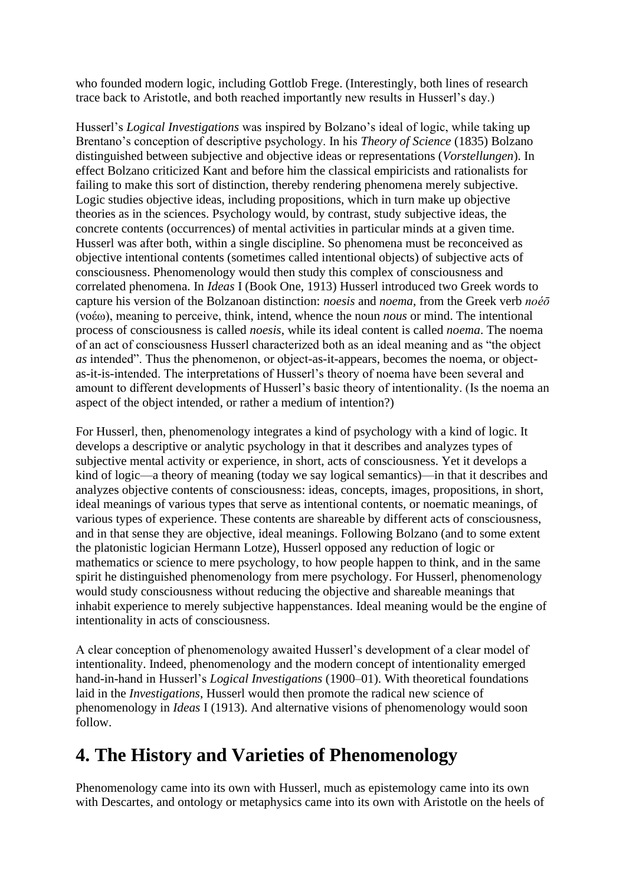who founded modern logic, including Gottlob Frege. (Interestingly, both lines of research trace back to Aristotle, and both reached importantly new results in Husserl's day.)

Husserl's *Logical Investigations* was inspired by Bolzano's ideal of logic, while taking up Brentano's conception of descriptive psychology. In his *Theory of Science* (1835) Bolzano distinguished between subjective and objective ideas or representations (*Vorstellungen*). In effect Bolzano criticized Kant and before him the classical empiricists and rationalists for failing to make this sort of distinction, thereby rendering phenomena merely subjective. Logic studies objective ideas, including propositions, which in turn make up objective theories as in the sciences. Psychology would, by contrast, study subjective ideas, the concrete contents (occurrences) of mental activities in particular minds at a given time. Husserl was after both, within a single discipline. So phenomena must be reconceived as objective intentional contents (sometimes called intentional objects) of subjective acts of consciousness. Phenomenology would then study this complex of consciousness and correlated phenomena. In *Ideas* I (Book One, 1913) Husserl introduced two Greek words to capture his version of the Bolzanoan distinction: *noesis* and *noema*, from the Greek verb *noéō* (νοέω), meaning to perceive, think, intend, whence the noun *nous* or mind. The intentional process of consciousness is called *noesis*, while its ideal content is called *noema*. The noema of an act of consciousness Husserl characterized both as an ideal meaning and as "the object *as* intended". Thus the phenomenon, or object-as-it-appears, becomes the noema, or object-as-it-is-intended. The interpretations of Husserl's theory of noema have been several and amount to different developments of Husserl's basic theory of intentionality. (Is the noema an aspect of the object intended, or rather a medium of intention?)

For Husserl, then, phenomenology integrates a kind of psychology with a kind of logic. It develops a descriptive or analytic psychology in that it describes and analyzes types of subjective mental activity or experience, in short, acts of consciousness. Yet it develops a kind of logic—a theory of meaning (today we say logical semantics)—in that it describes and analyzes objective contents of consciousness: ideas, concepts, images, propositions, in short, ideal meanings of various types that serve as intentional contents, or noematic meanings, of various types of experience. These contents are shareable by different acts of consciousness, and in that sense they are objective, ideal meanings. Following Bolzano (and to some extent the platonistic logician Hermann Lotze), Husserl opposed any reduction of logic or mathematics or science to mere psychology, to how people happen to think, and in the same spirit he distinguished phenomenology from mere psychology. For Husserl, phenomenology would study consciousness without reducing the objective and shareable meanings that inhabit experience to merely subjective happenstances. Ideal meaning would be the engine of intentionality in acts of consciousness.

A clear conception of phenomenology awaited Husserl's development of a clear model of intentionality. Indeed, phenomenology and the modern concept of intentionality emerged hand-in-hand in Husserl's *Logical Investigations* (1900–01). With theoretical foundations laid in the *Investigations*, Husserl would then promote the radical new science of phenomenology in *Ideas* I (1913). And alternative visions of phenomenology would soon follow.

## 4. The History and Varieties of Phenomenology

Phenomenology came into its own with Husserl, much as epistemology came into its own with Descartes, and ontology or metaphysics came into its own with Aristotle on the heels of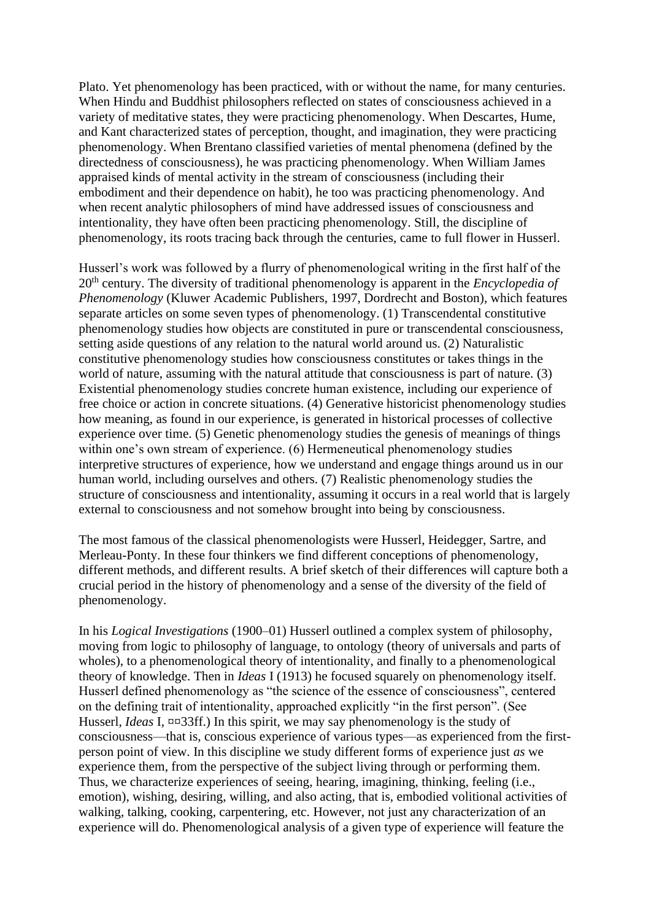Plato. Yet phenomenology has been practiced, with or without the name, for many centuries. When Hindu and Buddhist philosophers reflected on states of consciousness achieved in a variety of meditative states, they were practicing phenomenology. When Descartes, Hume, and Kant characterized states of perception, thought, and imagination, they were practicing phenomenology. When Brentano classified varieties of mental phenomena (defined by the directedness of consciousness), he was practicing phenomenology. When William James appraised kinds of mental activity in the stream of consciousness (including their embodiment and their dependence on habit), he too was practicing phenomenology. And when recent analytic philosophers of mind have addressed issues of consciousness and intentionality, they have often been practicing phenomenology. Still, the discipline of phenomenology, its roots tracing back through the centuries, came to full flower in Husserl.

Husserl's work was followed by a flurry of phenomenological writing in the first half of the 20th century. The diversity of traditional phenomenology is apparent in the *Encyclopedia of Phenomenology* (Kluwer Academic Publishers, 1997, Dordrecht and Boston), which features separate articles on some seven types of phenomenology. (1) Transcendental constitutive phenomenology studies how objects are constituted in pure or transcendental consciousness, setting aside questions of any relation to the natural world around us. (2) Naturalistic constitutive phenomenology studies how consciousness constitutes or takes things in the world of nature, assuming with the natural attitude that consciousness is part of nature. (3) Existential phenomenology studies concrete human existence, including our experience of free choice or action in concrete situations. (4) Generative historicist phenomenology studies how meaning, as found in our experience, is generated in historical processes of collective experience over time. (5) Genetic phenomenology studies the genesis of meanings of things within one's own stream of experience. (6) Hermeneutical phenomenology studies interpretive structures of experience, how we understand and engage things around us in our human world, including ourselves and others. (7) Realistic phenomenology studies the structure of consciousness and intentionality, assuming it occurs in a real world that is largely external to consciousness and not somehow brought into being by consciousness.

The most famous of the classical phenomenologists were Husserl, Heidegger, Sartre, and Merleau-Ponty. In these four thinkers we find different conceptions of phenomenology, different methods, and different results. A brief sketch of their differences will capture both a crucial period in the history of phenomenology and a sense of the diversity of the field of phenomenology.

In his *Logical Investigations* (1900–01) Husserl outlined a complex system of philosophy, moving from logic to philosophy of language, to ontology (theory of universals and parts of wholes), to a phenomenological theory of intentionality, and finally to a phenomenological theory of knowledge. Then in *Ideas* I (1913) he focused squarely on phenomenology itself. Husserl defined phenomenology as "the science of the essence of consciousness", centered on the defining trait of intentionality, approached explicitly "in the first person". (See Husserl, *Ideas* I, ¤¤33ff.) In this spirit, we may say phenomenology is the study of consciousness—that is, conscious experience of various types—as experienced from the first-person point of view. In this discipline we study different forms of experience just *as* we experience them, from the perspective of the subject living through or performing them. Thus, we characterize experiences of seeing, hearing, imagining, thinking, feeling (i.e., emotion), wishing, desiring, willing, and also acting, that is, embodied volitional activities of walking, talking, cooking, carpentering, etc. However, not just any characterization of an experience will do. Phenomenological analysis of a given type of experience will feature the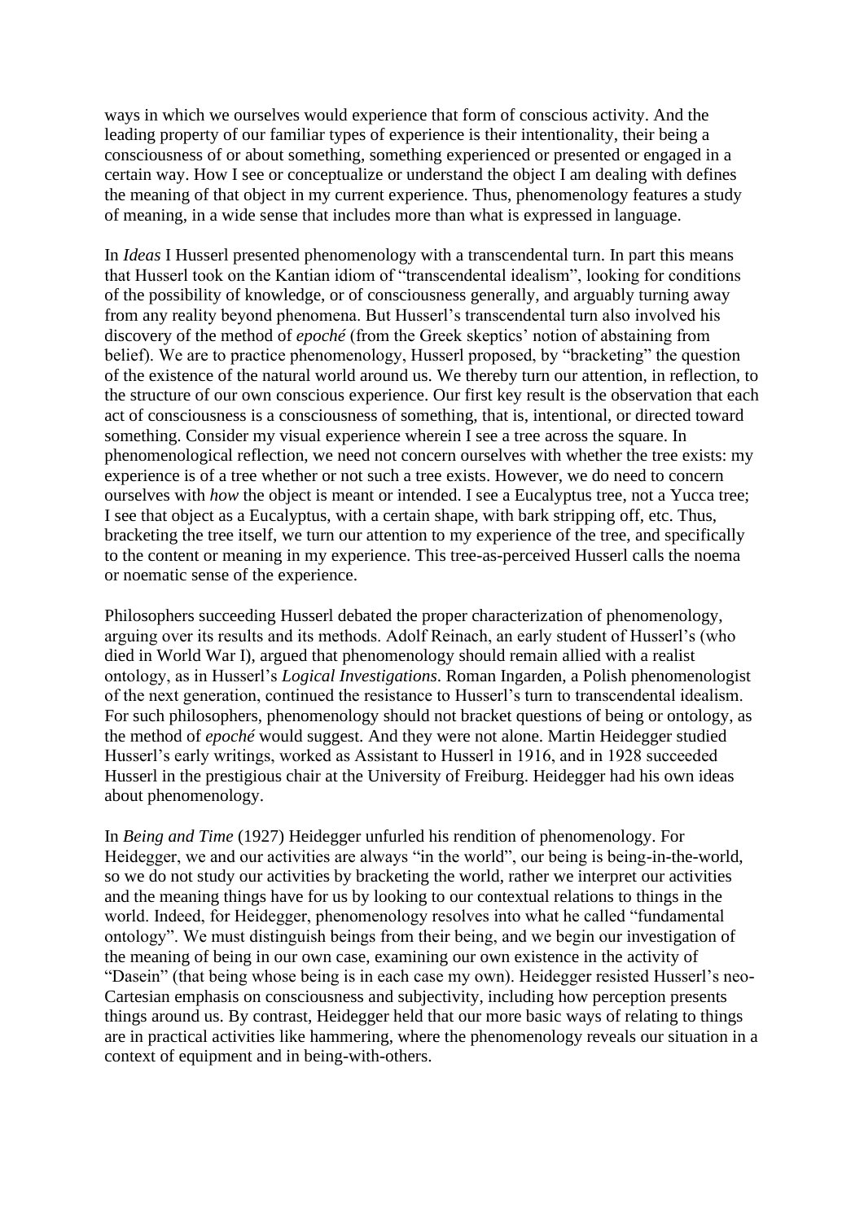ways in which we ourselves would experience that form of conscious activity. And the leading property of our familiar types of experience is their intentionality, their being a consciousness of or about something, something experienced or presented or engaged in a certain way. How I see or conceptualize or understand the object I am dealing with defines the meaning of that object in my current experience. Thus, phenomenology features a study of meaning, in a wide sense that includes more than what is expressed in language.

In *Ideas* I Husserl presented phenomenology with a transcendental turn. In part this means that Husserl took on the Kantian idiom of "transcendental idealism", looking for conditions of the possibility of knowledge, or of consciousness generally, and arguably turning away from any reality beyond phenomena. But Husserl's transcendental turn also involved his discovery of the method of *epoché* (from the Greek skeptics' notion of abstaining from belief). We are to practice phenomenology, Husserl proposed, by "bracketing" the question of the existence of the natural world around us. We thereby turn our attention, in reflection, to the structure of our own conscious experience. Our first key result is the observation that each act of consciousness is a consciousness of something, that is, intentional, or directed toward something. Consider my visual experience wherein I see a tree across the square. In phenomenological reflection, we need not concern ourselves with whether the tree exists: my experience is of a tree whether or not such a tree exists. However, we do need to concern ourselves with *how* the object is meant or intended. I see a Eucalyptus tree, not a Yucca tree; I see that object as a Eucalyptus, with a certain shape, with bark stripping off, etc. Thus, bracketing the tree itself, we turn our attention to my experience of the tree, and specifically to the content or meaning in my experience. This tree-as-perceived Husserl calls the noema or noematic sense of the experience.

Philosophers succeeding Husserl debated the proper characterization of phenomenology, arguing over its results and its methods. Adolf Reinach, an early student of Husserl's (who died in World War I), argued that phenomenology should remain allied with a realist ontology, as in Husserl's *Logical Investigations*. Roman Ingarden, a Polish phenomenologist of the next generation, continued the resistance to Husserl's turn to transcendental idealism. For such philosophers, phenomenology should not bracket questions of being or ontology, as the method of *epoché* would suggest. And they were not alone. Martin Heidegger studied Husserl's early writings, worked as Assistant to Husserl in 1916, and in 1928 succeeded Husserl in the prestigious chair at the University of Freiburg. Heidegger had his own ideas about phenomenology.

In *Being and Time* (1927) Heidegger unfurled his rendition of phenomenology. For Heidegger, we and our activities are always "in the world", our being is being-in-the-world, so we do not study our activities by bracketing the world, rather we interpret our activities and the meaning things have for us by looking to our contextual relations to things in the world. Indeed, for Heidegger, phenomenology resolves into what he called "fundamental ontology". We must distinguish beings from their being, and we begin our investigation of the meaning of being in our own case, examining our own existence in the activity of "Dasein" (that being whose being is in each case my own). Heidegger resisted Husserl's neo-Cartesian emphasis on consciousness and subjectivity, including how perception presents things around us. By contrast, Heidegger held that our more basic ways of relating to things are in practical activities like hammering, where the phenomenology reveals our situation in a context of equipment and in being-with-others.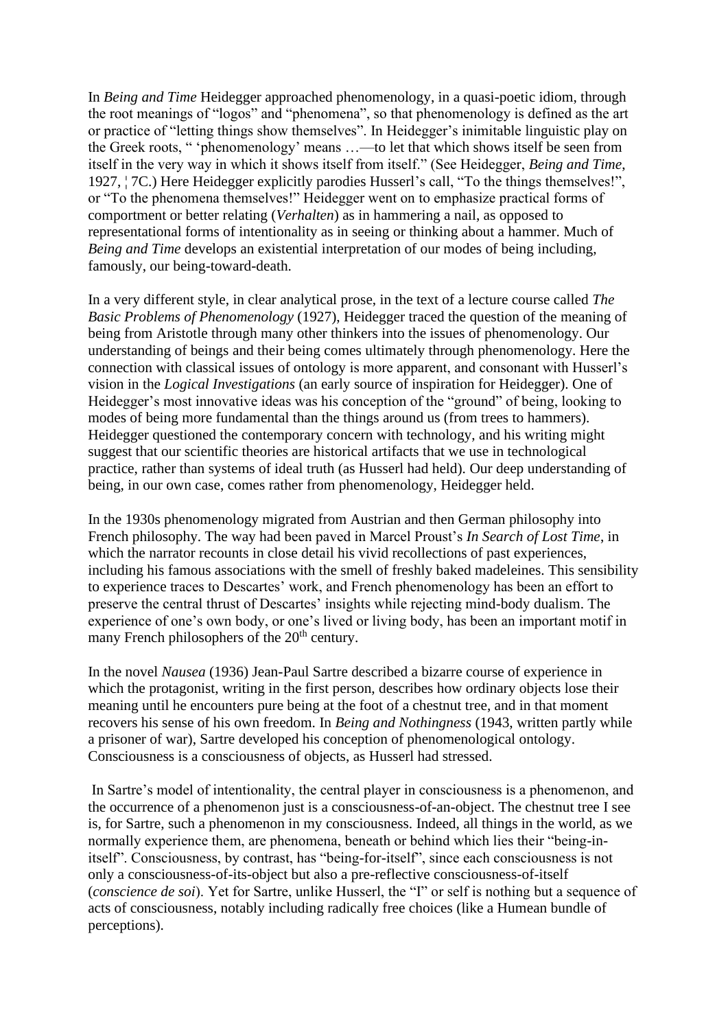In *Being and Time* Heidegger approached phenomenology, in a quasi-poetic idiom, through the root meanings of "logos" and "phenomena", so that phenomenology is defined as the art or practice of "letting things show themselves". In Heidegger's inimitable linguistic play on the Greek roots, " 'phenomenology' means …—to let that which shows itself be seen from itself in the very way in which it shows itself from itself." (See Heidegger, *Being and Time*, 1927, ¦ 7C.) Here Heidegger explicitly parodies Husserl's call, "To the things themselves!", or "To the phenomena themselves!" Heidegger went on to emphasize practical forms of comportment or better relating (*Verhalten*) as in hammering a nail, as opposed to representational forms of intentionality as in seeing or thinking about a hammer. Much of *Being and Time* develops an existential interpretation of our modes of being including, famously, our being-toward-death.

In a very different style, in clear analytical prose, in the text of a lecture course called *The Basic Problems of Phenomenology* (1927), Heidegger traced the question of the meaning of being from Aristotle through many other thinkers into the issues of phenomenology. Our understanding of beings and their being comes ultimately through phenomenology. Here the connection with classical issues of ontology is more apparent, and consonant with Husserl's vision in the *Logical Investigations* (an early source of inspiration for Heidegger). One of Heidegger's most innovative ideas was his conception of the "ground" of being, looking to modes of being more fundamental than the things around us (from trees to hammers). Heidegger questioned the contemporary concern with technology, and his writing might suggest that our scientific theories are historical artifacts that we use in technological practice, rather than systems of ideal truth (as Husserl had held). Our deep understanding of being, in our own case, comes rather from phenomenology, Heidegger held.

In the 1930s phenomenology migrated from Austrian and then German philosophy into French philosophy. The way had been paved in Marcel Proust's *In Search of Lost Time*, in which the narrator recounts in close detail his vivid recollections of past experiences, including his famous associations with the smell of freshly baked madeleines. This sensibility to experience traces to Descartes' work, and French phenomenology has been an effort to preserve the central thrust of Descartes' insights while rejecting mind-body dualism. The experience of one's own body, or one's lived or living body, has been an important motif in many French philosophers of the 20th century.

In the novel *Nausea* (1936) Jean-Paul Sartre described a bizarre course of experience in which the protagonist, writing in the first person, describes how ordinary objects lose their meaning until he encounters pure being at the foot of a chestnut tree, and in that moment recovers his sense of his own freedom. In *Being and Nothingness* (1943, written partly while a prisoner of war), Sartre developed his conception of phenomenological ontology. Consciousness is a consciousness of objects, as Husserl had stressed.

In Sartre's model of intentionality, the central player in consciousness is a phenomenon, and the occurrence of a phenomenon just is a consciousness-of-an-object. The chestnut tree I see is, for Sartre, such a phenomenon in my consciousness. Indeed, all things in the world, as we normally experience them, are phenomena, beneath or behind which lies their "being-in-itself". Consciousness, by contrast, has "being-for-itself", since each consciousness is not only a consciousness-of-its-object but also a pre-reflective consciousness-of-itself (*conscience de soi*). Yet for Sartre, unlike Husserl, the "I" or self is nothing but a sequence of acts of consciousness, notably including radically free choices (like a Humean bundle of perceptions).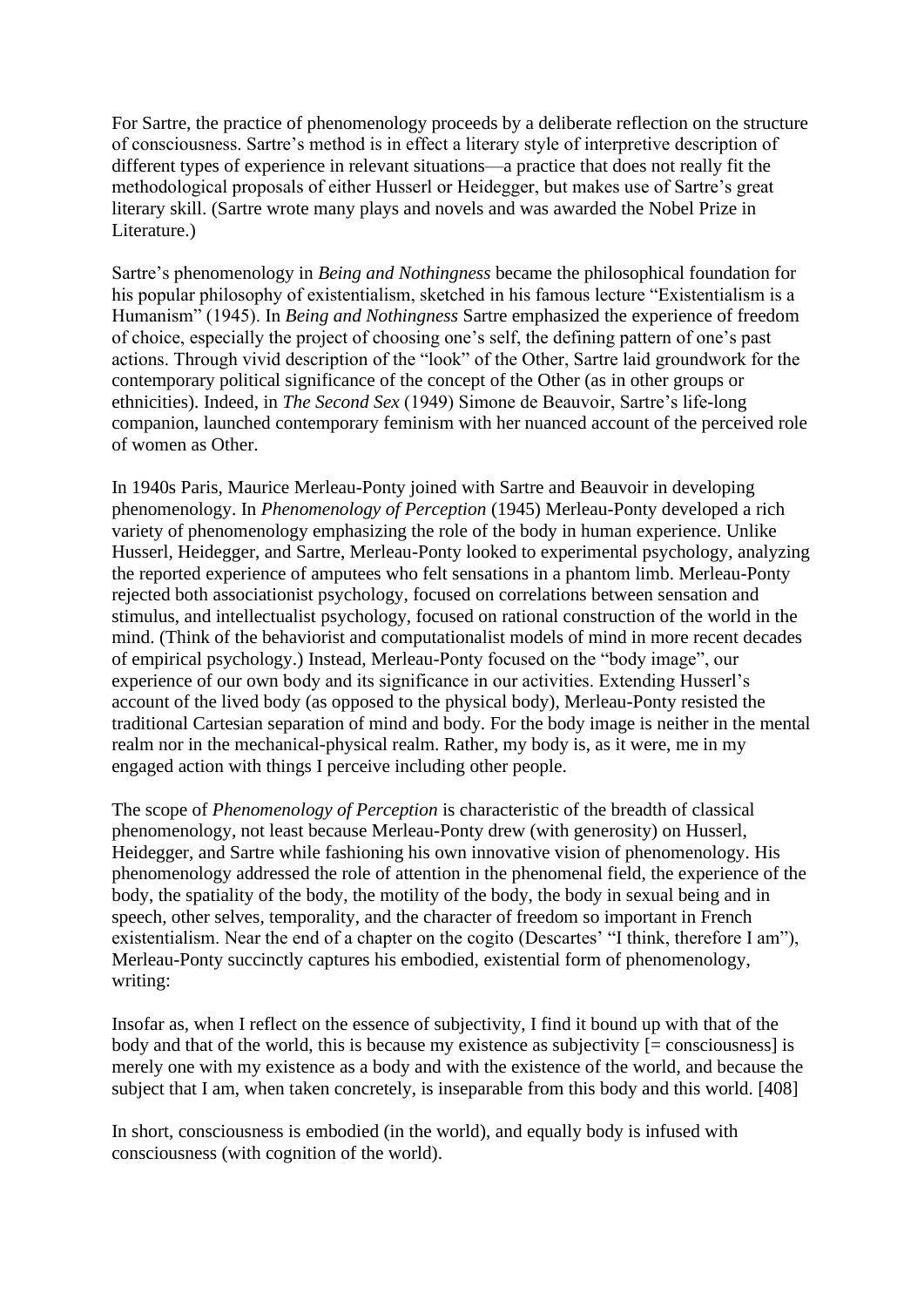For Sartre, the practice of phenomenology proceeds by a deliberate reflection on the structure of consciousness. Sartre's method is in effect a literary style of interpretive description of different types of experience in relevant situations—a practice that does not really fit the methodological proposals of either Husserl or Heidegger, but makes use of Sartre's great literary skill. (Sartre wrote many plays and novels and was awarded the Nobel Prize in Literature.)

Sartre's phenomenology in *Being and Nothingness* became the philosophical foundation for his popular philosophy of existentialism, sketched in his famous lecture "Existentialism is a Humanism" (1945). In *Being and Nothingness* Sartre emphasized the experience of freedom of choice, especially the project of choosing one's self, the defining pattern of one's past actions. Through vivid description of the "look" of the Other, Sartre laid groundwork for the contemporary political significance of the concept of the Other (as in other groups or ethnicities). Indeed, in *The Second Sex* (1949) Simone de Beauvoir, Sartre's life-long companion, launched contemporary feminism with her nuanced account of the perceived role of women as Other.

In 1940s Paris, Maurice Merleau-Ponty joined with Sartre and Beauvoir in developing phenomenology. In *Phenomenology of Perception* (1945) Merleau-Ponty developed a rich variety of phenomenology emphasizing the role of the body in human experience. Unlike Husserl, Heidegger, and Sartre, Merleau-Ponty looked to experimental psychology, analyzing the reported experience of amputees who felt sensations in a phantom limb. Merleau-Ponty rejected both associationist psychology, focused on correlations between sensation and stimulus, and intellectualist psychology, focused on rational construction of the world in the mind. (Think of the behaviorist and computationalist models of mind in more recent decades of empirical psychology.) Instead, Merleau-Ponty focused on the "body image", our experience of our own body and its significance in our activities. Extending Husserl's account of the lived body (as opposed to the physical body), Merleau-Ponty resisted the traditional Cartesian separation of mind and body. For the body image is neither in the mental realm nor in the mechanical-physical realm. Rather, my body is, as it were, me in my engaged action with things I perceive including other people.

The scope of *Phenomenology of Perception* is characteristic of the breadth of classical phenomenology, not least because Merleau-Ponty drew (with generosity) on Husserl, Heidegger, and Sartre while fashioning his own innovative vision of phenomenology. His phenomenology addressed the role of attention in the phenomenal field, the experience of the body, the spatiality of the body, the motility of the body, the body in sexual being and in speech, other selves, temporality, and the character of freedom so important in French existentialism. Near the end of a chapter on the cogito (Descartes' "I think, therefore I am"), Merleau-Ponty succinctly captures his embodied, existential form of phenomenology, writing:

> Insofar as, when I reflect on the essence of subjectivity, I find it bound up with that of the body and that of the world, this is because my existence as subjectivity [= consciousness] is merely one with my existence as a body and with the existence of the world, and because the subject that I am, when taken concretely, is inseparable from this body and this world. [408]

In short, consciousness is embodied (in the world), and equally body is infused with consciousness (with cognition of the world).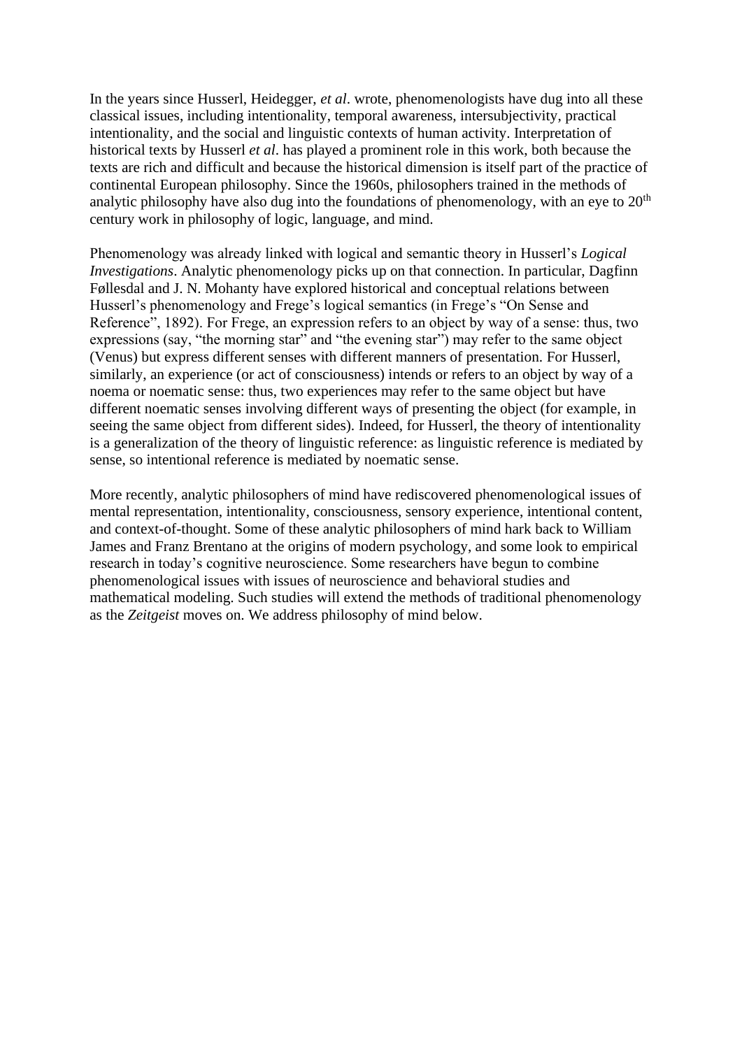In the years since Husserl, Heidegger, *et al*. wrote, phenomenologists have dug into all these classical issues, including intentionality, temporal awareness, intersubjectivity, practical intentionality, and the social and linguistic contexts of human activity. Interpretation of historical texts by Husserl *et al*. has played a prominent role in this work, both because the texts are rich and difficult and because the historical dimension is itself part of the practice of continental European philosophy. Since the 1960s, philosophers trained in the methods of analytic philosophy have also dug into the foundations of phenomenology, with an eye to 20th century work in philosophy of logic, language, and mind.

Phenomenology was already linked with logical and semantic theory in Husserl's *Logical Investigations*. Analytic phenomenology picks up on that connection. In particular, Dagfinn Føllesdal and J. N. Mohanty have explored historical and conceptual relations between Husserl's phenomenology and Frege's logical semantics (in Frege's "On Sense and Reference", 1892). For Frege, an expression refers to an object by way of a sense: thus, two expressions (say, "the morning star" and "the evening star") may refer to the same object (Venus) but express different senses with different manners of presentation. For Husserl, similarly, an experience (or act of consciousness) intends or refers to an object by way of a noema or noematic sense: thus, two experiences may refer to the same object but have different noematic senses involving different ways of presenting the object (for example, in seeing the same object from different sides). Indeed, for Husserl, the theory of intentionality is a generalization of the theory of linguistic reference: as linguistic reference is mediated by sense, so intentional reference is mediated by noematic sense.

More recently, analytic philosophers of mind have rediscovered phenomenological issues of mental representation, intentionality, consciousness, sensory experience, intentional content, and context-of-thought. Some of these analytic philosophers of mind hark back to William James and Franz Brentano at the origins of modern psychology, and some look to empirical research in today's cognitive neuroscience. Some researchers have begun to combine phenomenological issues with issues of neuroscience and behavioral studies and mathematical modeling. Such studies will extend the methods of traditional phenomenology as the *Zeitgeist* moves on. We address philosophy of mind below.